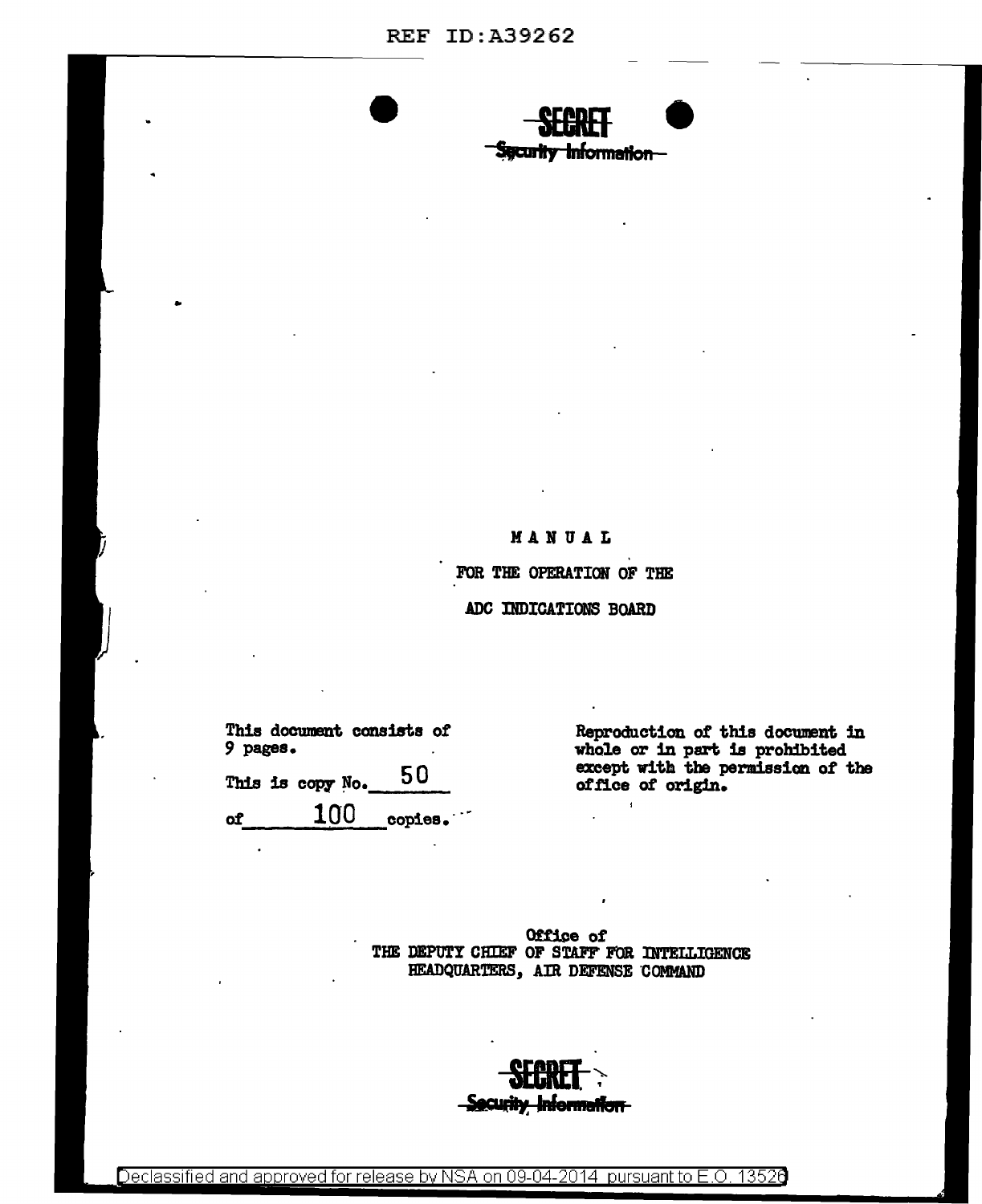SECRET
Security Information

# MANUAL

## FOR THE OPERATION OF THE

## ADC INDICATIONS BOARD

This document consists of 9 pages.
This is copy No. 50
of 100 copies.

Reproduction of this document in whole or in part is prohibited except with the permission of the office of origin.

Office of
THE DEPUTY CHIEF OF STAFF FOR INTELLIGENCE
HEADQUARTERS, AIR DEFENSE COMMAND

SECRET
Security Information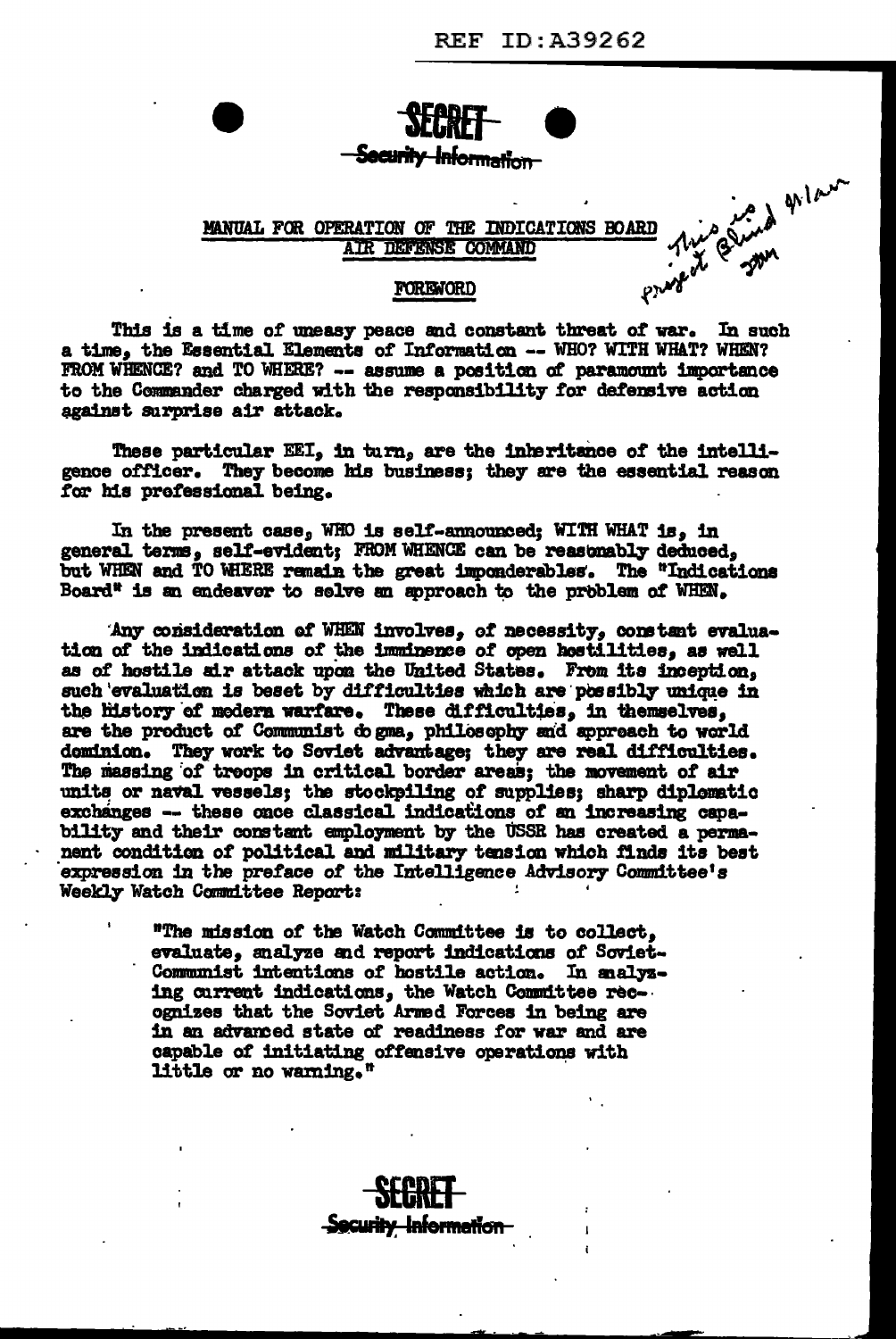REF ID:A39262

**SECRET**
**Security Information**

This is Blind Man
Project JMM

## MANUAL FOR OPERATION OF THE INDICATIONS BOARD AIR DEFENSE COMMAND

### FOREWORD

This is a time of uneasy peace and constant threat of war. In such a time, the Essential Elements of Information -- WHO? WITH WHAT? WHEN? FROM WHENCE? and TO WHERE? -- assume a position of paramount importance to the Commander charged with the responsibility for defensive action against surprise air attack.

These particular EEI, in turn, are the inheritance of the intelligence officer. They become his business; they are the essential reason for his professional being.

In the present case, WHO is self-announced; WITH WHAT is, in general terms, self-evident; FROM WHENCE can be reasonably deduced, but WHEN and TO WHERE remain the great imponderables. The "Indications Board" is an endeavor to solve an approach to the problem of WHEN.

Any consideration of WHEN involves, of necessity, constant evaluation of the indications of the imminence of open hostilities, as well as of hostile air attack upon the United States. From its inception, such evaluation is beset by difficulties which are possibly unique in the history of modern warfare. These difficulties, in themselves, are the product of Communist dogma, philosophy and approach to world dominion. They work to Soviet advantage; they are real difficulties. The massing of troops in critical border areas; the movement of air units or naval vessels; the stockpiling of supplies; sharp diplomatic exchanges -- these once classical indications of an increasing capability and their constant employment by the USSR has created a permanent condition of political and military tension which finds its best expression in the preface of the Intelligence Advisory Committee's Weekly Watch Committee Report:

> "The mission of the Watch Committee is to collect, evaluate, analyze and report indications of Soviet-Communist intentions of hostile action. In analyzing current indications, the Watch Committee recognizes that the Soviet Armed Forces in being are in an advanced state of readiness for war and are capable of initiating offensive operations with little or no warning."

**SECRET**
**Security Information**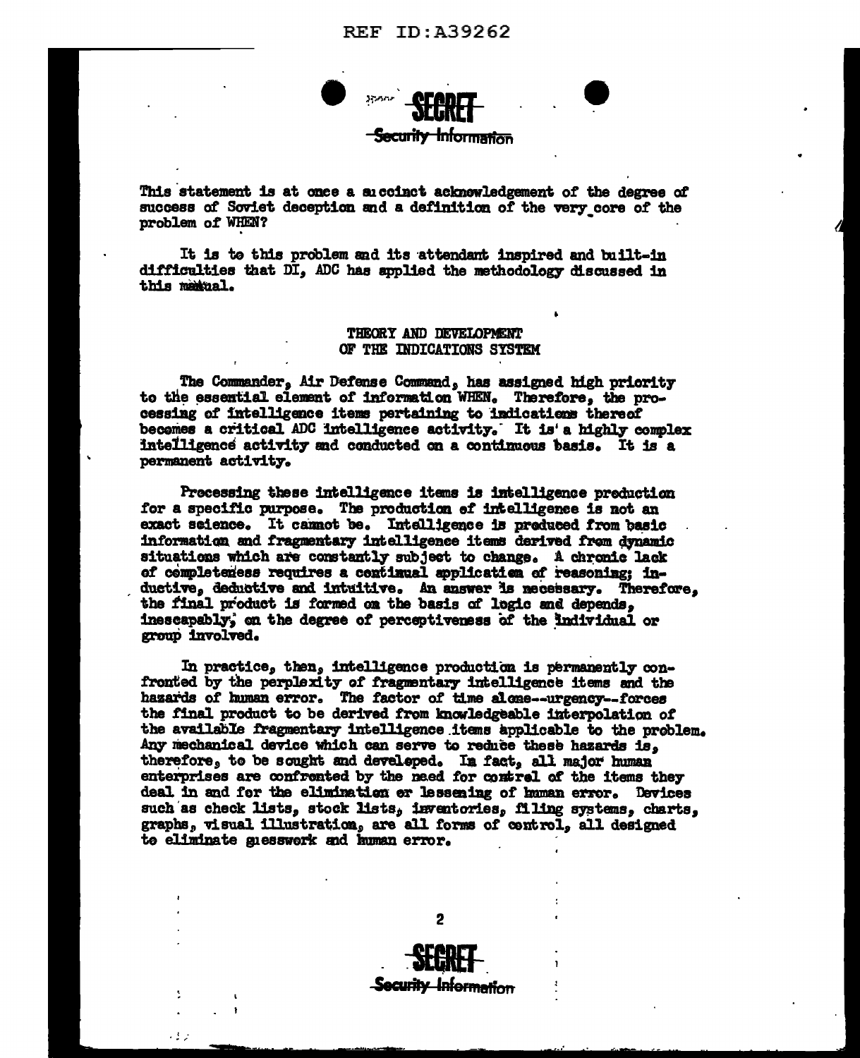This statement is at once a succinct acknowledgement of the degree of success of Soviet deception and a definition of the very core of the problem of WHEN?

It is to this problem and its attendant inspired and built-in difficulties that DI, ADC has applied the methodology discussed in this manual.

## THEORY AND DEVELOPMENT OF THE INDICATIONS SYSTEM

The Commander, Air Defense Command, has assigned high priority to the essential element of information WHEN. Therefore, the processing of intelligence items pertaining to indications thereof becomes a critical ADC intelligence activity. It is a highly complex intelligence activity and conducted on a continuous basis. It is a permanent activity.

Processing these intelligence items is intelligence production for a specific purpose. The production of intelligence is not an exact science. It cannot be. Intelligence is produced from basic information and fragmentary intelligence items derived from dynamic situations which are constantly subject to change. A chronic lack of completeness requires a continual application of reasoning; inductive, deductive and intuitive. An answer is necessary. Therefore, the final product is formed on the basis of logic and depends, inescapably, on the degree of perceptiveness of the individual or group involved.

In practice, then, intelligence production is permanently confronted by the perplexity of fragmentary intelligence items and the hazards of human error. The factor of time alone--urgency--forces the final product to be derived from knowledgeable interpolation of the available fragmentary intelligence items applicable to the problem. Any mechanical device which can serve to reduce these hazards is, therefore, to be sought and developed. In fact, all major human enterprises are confronted by the need for control of the items they deal in and for the elimination or lessening of human error. Devices such as check lists, stock lists, inventories, filing systems, charts, graphs, visual illustration, are all forms of control, all designed to eliminate guesswork and human error.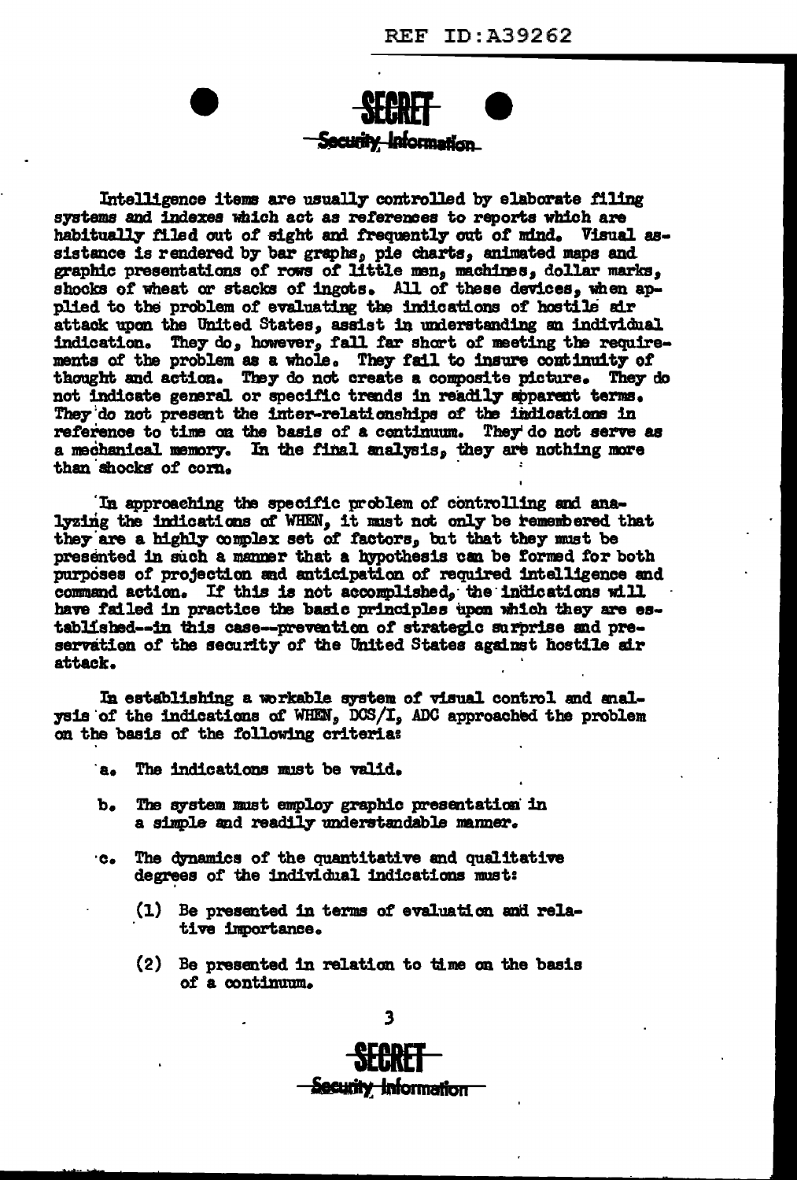Intelligence items are usually controlled by elaborate filing systems and indexes which act as references to reports which are habitually filed out of sight and frequently out of mind. Visual assistance is rendered by bar graphs, pie charts, animated maps and graphic presentations of rows of little men, machines, dollar marks, shocks of wheat or stacks of ingots. All of these devices, when applied to the problem of evaluating the indications of hostile air attack upon the United States, assist in understanding an individual indication. They do, however, fall far short of meeting the requirements of the problem as a whole. They fail to insure continuity of thought and action. They do not create a composite picture. They do not indicate general or specific trends in readily apparent terms. They do not present the inter-relationships of the indications in reference to time on the basis of a continuum. They do not serve as a mechanical memory. In the final analysis, they are nothing more than shocks of corn.

In approaching the specific problem of controlling and analyzing the indications of WHEN, it must not only be remembered that they are a highly complex set of factors, but that they must be presented in such a manner that a hypothesis can be formed for both purposes of projection and anticipation of required intelligence and command action. If this is not accomplished, the indications will have failed in practice the basic principles upon which they are established--in this case--prevention of strategic surprise and preservation of the security of the United States against hostile air attack.

In establishing a workable system of visual control and analysis of the indications of WHEN, DCS/I, ADC approached the problem on the basis of the following criteria:

a. The indications must be valid.

b. The system must employ graphic presentation in a simple and readily understandable manner.

c. The dynamics of the quantitative and qualitative degrees of the individual indications must:

   (1) Be presented in terms of evaluation and relative importance.

   (2) Be presented in relation to time on the basis of a continuum.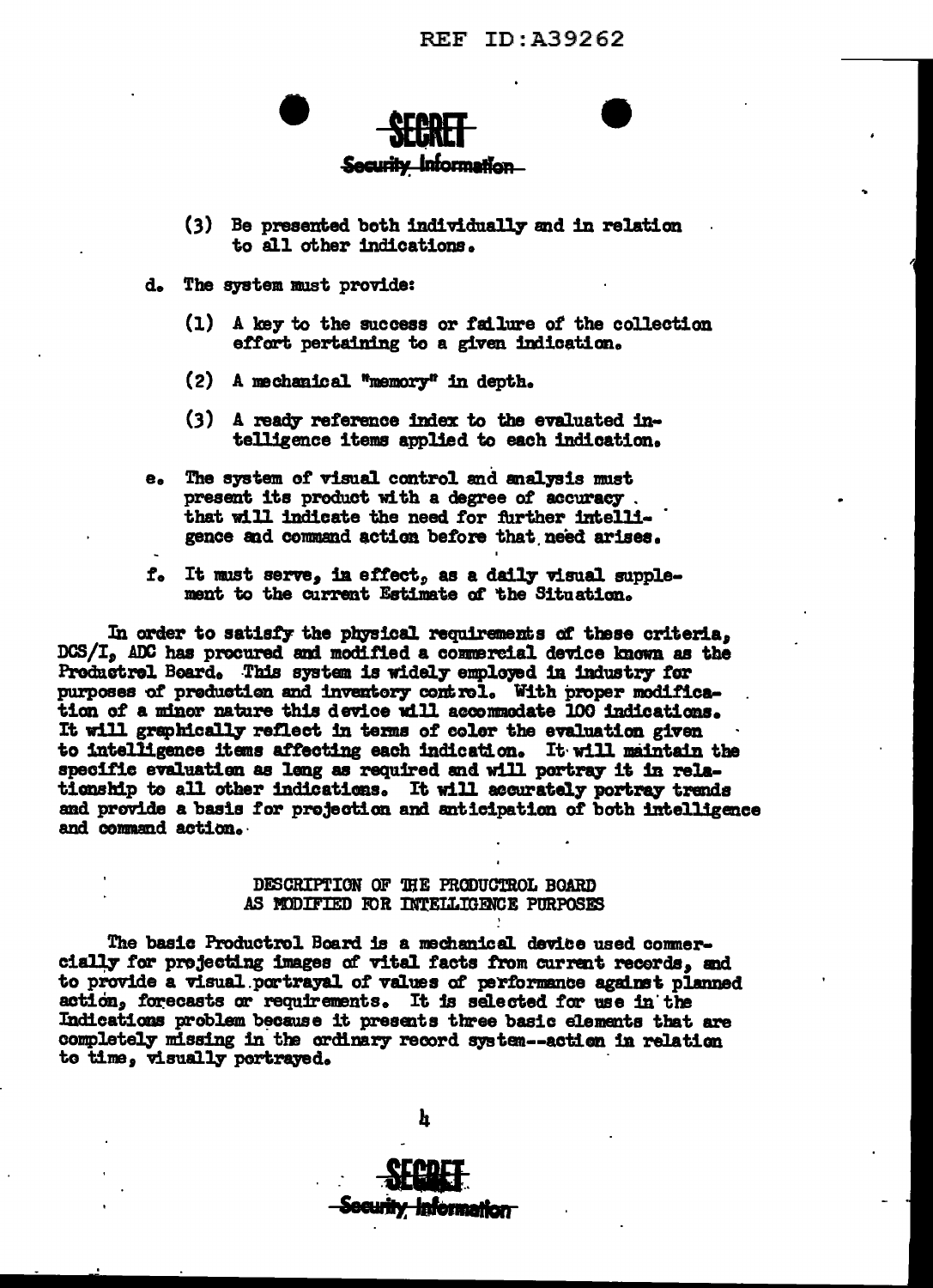(3) Be presented both individually and in relation to all other indications.

d. The system must provide:

(1) A key to the success or failure of the collection effort pertaining to a given indication.

(2) A mechanical "memory" in depth.

(3) A ready reference index to the evaluated intelligence items applied to each indication.

e. The system of visual control and analysis must present its product with a degree of accuracy that will indicate the need for further intelligence and command action before that need arises.

f. It must serve, in effect, as a daily visual supplement to the current Estimate of the Situation.

In order to satisfy the physical requirements of these criteria, DCS/I, ADC has procured and modified a commercial device known as the Productrol Board. This system is widely employed in industry for purposes of production and inventory control. With proper modification of a minor nature this device will accommodate 100 indications. It will graphically reflect in terms of color the evaluation given to intelligence items affecting each indication. It will maintain the specific evaluation as long as required and will portray it in relationship to all other indications. It will accurately portray trends and provide a basis for projection and anticipation of both intelligence and command action.

## DESCRIPTION OF THE PRODUCTROL BOARD AS MODIFIED FOR INTELLIGENCE PURPOSES

The basic Productrol Board is a mechanical device used commercially for projecting images of vital facts from current records, and to provide a visual portrayal of values of performance against planned action, forecasts or requirements. It is selected for use in the Indications problem because it presents three basic elements that are completely missing in the ordinary record system--action in relation to time, visually portrayed.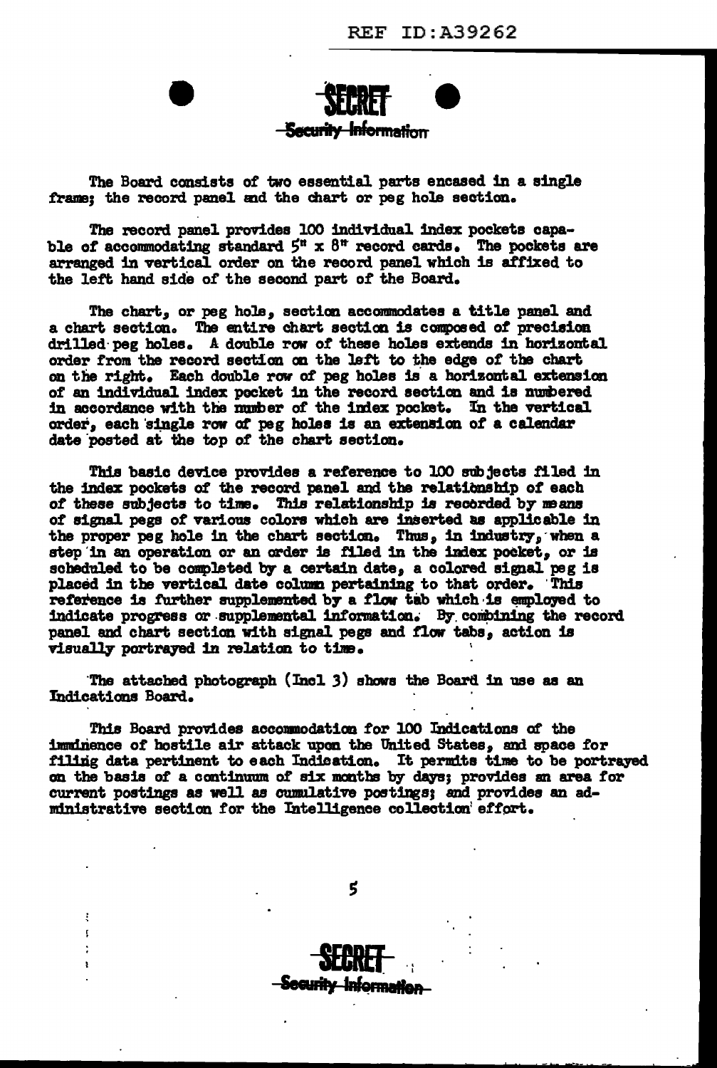The Board consists of two essential parts encased in a single frame; the record panel and the chart or peg hole section.

The record panel provides 100 individual index pockets capable of accommodating standard 5" x 8" record cards. The pockets are arranged in vertical order on the record panel which is affixed to the left hand side of the second part of the Board.

The chart, or peg hole, section accommodates a title panel and a chart section. The entire chart section is composed of precision drilled peg holes. A double row of these holes extends in horizontal order from the record section on the left to the edge of the chart on the right. Each double row of peg holes is a horizontal extension of an individual index pocket in the record section and is numbered in accordance with the number of the index pocket. In the vertical order, each single row of peg holes is an extension of a calendar date posted at the top of the chart section.

This basic device provides a reference to 100 subjects filed in the index pockets of the record panel and the relationship of each of these subjects to time. This relationship is recorded by means of signal pegs of various colors which are inserted as applicable in the proper peg hole in the chart section. Thus, in industry, when a step in an operation or an order is filed in the index pocket, or is scheduled to be completed by a certain date, a colored signal peg is placed in the vertical date column pertaining to that order. This reference is further supplemented by a flow tab which is employed to indicate progress or supplemental information. By combining the record panel and chart section with signal pegs and flow tabs, action is visually portrayed in relation to time.

The attached photograph (Incl 3) shows the Board in use as an Indications Board.

This Board provides accommodation for 100 Indications of the imminence of hostile air attack upon the United States, and space for filing data pertinent to each Indication. It permits time to be portrayed on the basis of a continuum of six months by days; provides an area for current postings as well as cumulative postings; and provides an administrative section for the Intelligence collection effort.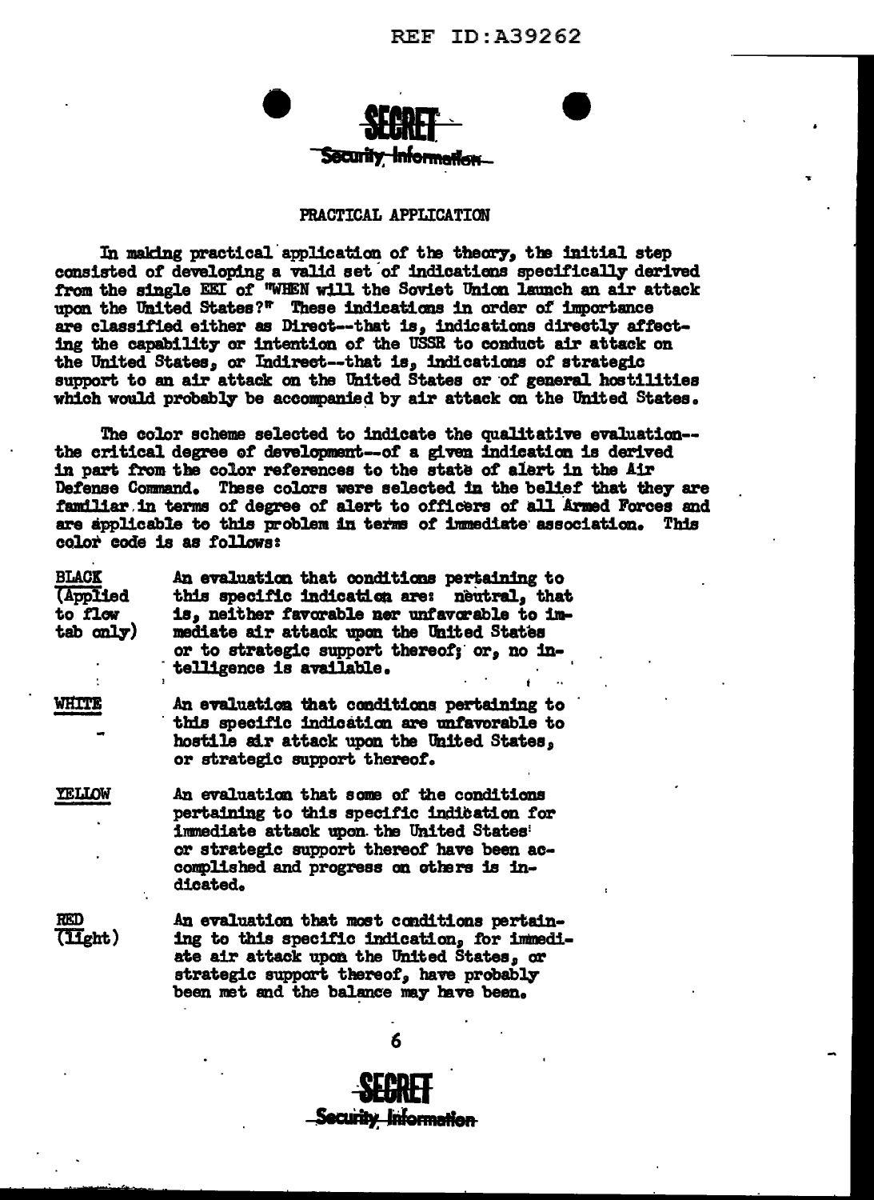## PRACTICAL APPLICATION

In making practical application of the theory, the initial step consisted of developing a valid set of indications specifically derived from the single EEI of "WHEN will the Soviet Union launch an air attack upon the United States?" These indications in order of importance are classified either as Direct--that is, indications directly affecting the capability or intention of the USSR to conduct air attack on the United States, or Indirect--that is, indications of strategic support to an air attack on the United States or of general hostilities which would probably be accompanied by air attack on the United States.

The color scheme selected to indicate the qualitative evaluation--the critical degree of development--of a given indication is derived in part from the color references to the state of alert in the Air Defense Command. These colors were selected in the belief that they are familiar in terms of degree of alert to officers of all Armed Forces and are applicable to this problem in terms of immediate association. This color code is as follows:

**BLACK (Applied to flow tab only)** — An evaluation that conditions pertaining to this specific indication are: neutral, that is, neither favorable nor unfavorable to immediate air attack upon the United States or to strategic support thereof; or, no intelligence is available.

**WHITE** — An evaluation that conditions pertaining to this specific indication are unfavorable to hostile air attack upon the United States, or strategic support thereof.

**YELLOW** — An evaluation that some of the conditions pertaining to this specific indication for immediate attack upon the United States or strategic support thereof have been accomplished and progress on others is indicated.

**RED (light)** — An evaluation that most conditions pertaining to this specific indication, for immediate air attack upon the United States, or strategic support thereof, have probably been met and the balance may have been.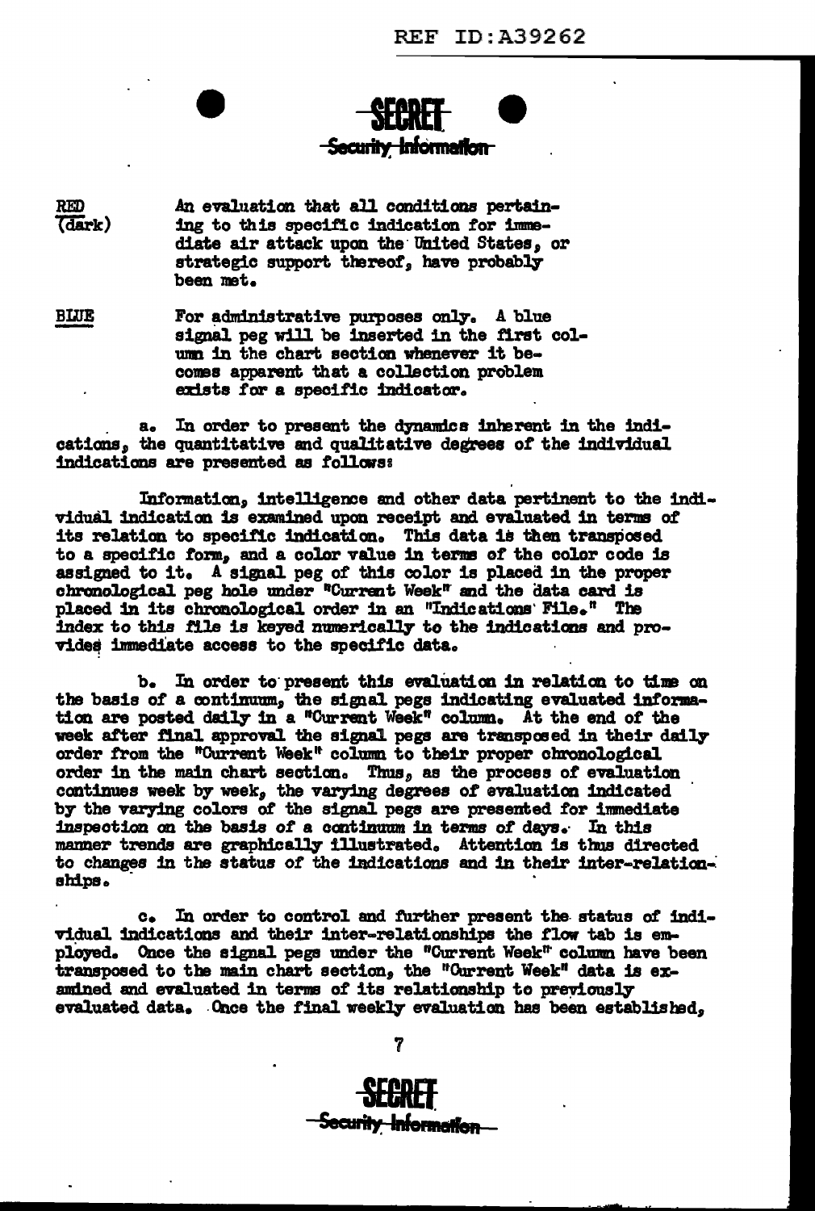SECRET
Security Information

| | |
|---|---|
| **RED** (dark) | An evaluation that all conditions pertaining to this specific indication for immediate air attack upon the United States, or strategic support thereof, have probably been met. |
| **BLUE** | For administrative purposes only. A blue signal peg will be inserted in the first column in the chart section whenever it becomes apparent that a collection problem exists for a specific indicator. |

a. In order to present the dynamics inherent in the indications, the quantitative and qualitative degrees of the individual indications are presented as follows:

Information, intelligence and other data pertinent to the individual indication is examined upon receipt and evaluated in terms of its relation to specific indication. This data is then transposed to a specific form, and a color value in terms of the color code is assigned to it. A signal peg of this color is placed in the proper chronological peg hole under "Current Week" and the data card is placed in its chronological order in an "Indications File." The index to this file is keyed numerically to the indications and provides immediate access to the specific data.

b. In order to present this evaluation in relation to time on the basis of a continuum, the signal pegs indicating evaluated information are posted daily in a "Current Week" column. At the end of the week after final approval the signal pegs are transposed in their daily order from the "Current Week" column to their proper chronological order in the main chart section. Thus, as the process of evaluation continues week by week, the varying degrees of evaluation indicated by the varying colors of the signal pegs are presented for immediate inspection on the basis of a continuum in terms of days. In this manner trends are graphically illustrated. Attention is thus directed to changes in the status of the indications and in their inter-relationships.

c. In order to control and further present the status of individual indications and their inter-relationships the flow tab is employed. Once the signal pegs under the "Current Week" column have been transposed to the main chart section, the "Current Week" data is examined and evaluated in terms of its relationship to previously evaluated data. Once the final weekly evaluation has been established,

SECRET
Security Information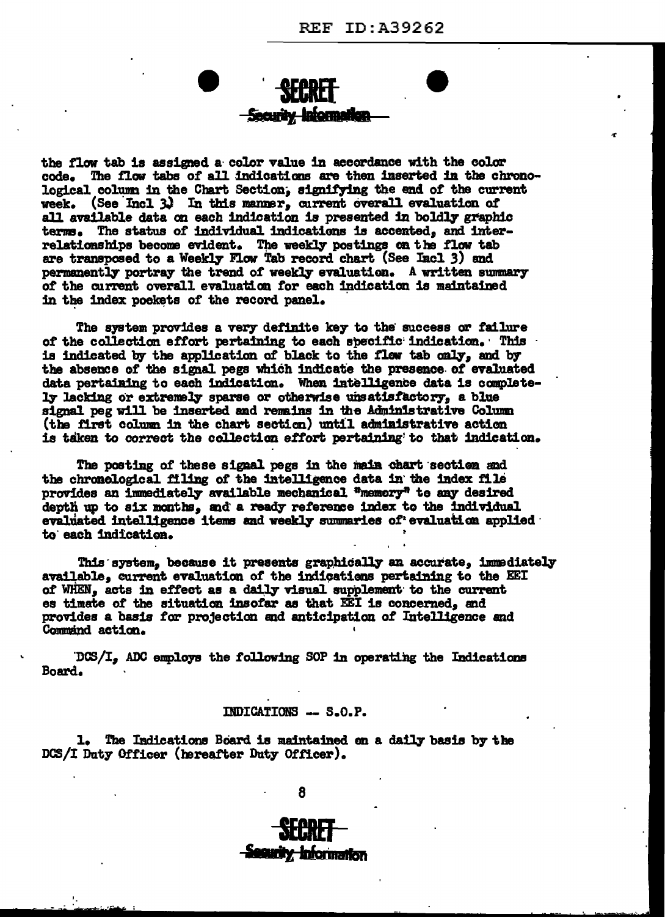the flow tab is assigned a color value in accordance with the color code. The flow tabs of all indications are then inserted in the chronological column in the Chart Section, signifying the end of the current week. (See Incl 3) In this manner, current overall evaluation of all available data on each indication is presented in boldly graphic terms. The status of individual indications is accented, and interrelationships become evident. The weekly postings on the flow tab are transposed to a Weekly Flow Tab record chart (See Incl 3) and permanently portray the trend of weekly evaluation. A written summary of the current overall evaluation for each indication is maintained in the index pockets of the record panel.

The system provides a very definite key to the success or failure of the collection effort pertaining to each specific indication. This is indicated by the application of black to the flow tab only, and by the absence of the signal pegs which indicate the presence of evaluated data pertaining to each indication. When intelligence data is completely lacking or extremely sparse or otherwise unsatisfactory, a blue signal peg will be inserted and remains in the Administrative Column (the first column in the chart section) until administrative action is taken to correct the collection effort pertaining to that indication.

The posting of these signal pegs in the main chart section and the chronological filing of the intelligence data in the index file provides an immediately available mechanical "memory" to any desired depth up to six months, and a ready reference index to the individual evaluated intelligence items and weekly summaries of evaluation applied to each indication.

This system, because it presents graphically an accurate, immediately available, current evaluation of the indications pertaining to the EEI of WHEN, acts in effect as a daily visual supplement to the current es timate of the situation insofar as that EEI is concerned, and provides a basis for projection and anticipation of Intelligence and Command action.

DCS/I, ADC employs the following SOP in operating the Indications Board.

INDICATIONS -- S.O.P.

1. The Indications Board is maintained on a daily basis by the DCS/I Duty Officer (hereafter Duty Officer).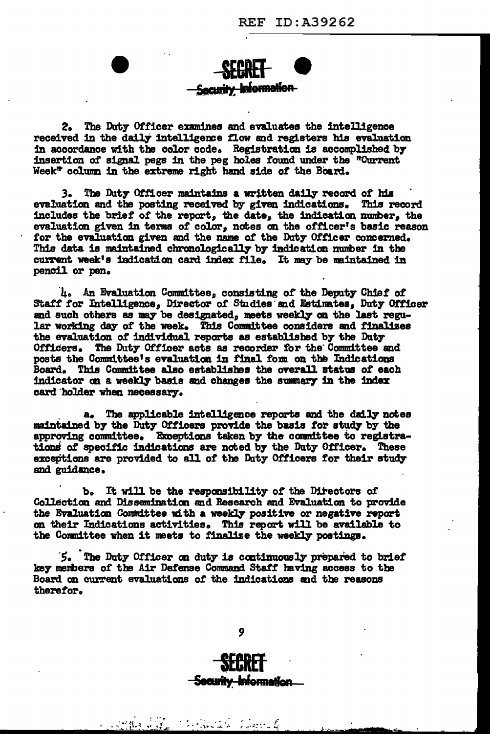2. The Duty Officer examines and evaluates the intelligence received in the daily intelligence flow and registers his evaluation in accordance with the color code. Registration is accomplished by insertion of signal pegs in the peg holes found under the "Current Week" column in the extreme right hand side of the Board.

3. The Duty Officer maintains a written daily record of his evaluation and the posting received by given indications. This record includes the brief of the report, the date, the indication number, the evaluation given in terms of color, notes on the officer's basic reason for the evaluation given and the name of the Duty Officer concerned. This data is maintained chronologically by indication number in the current week's indication card index file. It may be maintained in pencil or pen.

4. An Evaluation Committee, consisting of the Deputy Chief of Staff for Intelligence, Director of Studies and Estimates, Duty Officer and such others as may be designated, meets weekly on the last regular working day of the week. This Committee considers and finalizes the evaluation of individual reports as established by the Duty Officers. The Duty Officer acts as recorder for the Committee and posts the Committee's evaluation in final form on the Indications Board. This Committee also establishes the overall status of each indicator on a weekly basis and changes the summary in the index card holder when necessary.

a. The applicable intelligence reports and the daily notes maintained by the Duty Officers provide the basis for study by the approving committee. Exceptions taken by the committee to registrations of specific indications are noted by the Duty Officer. These exceptions are provided to all of the Duty Officers for their study and guidance.

b. It will be the responsibility of the Directors of Collection and Dissemination and Research and Evaluation to provide the Evaluation Committee with a weekly positive or negative report on their Indications activities. This report will be available to the Committee when it meets to finalize the weekly postings.

5. The Duty Officer on duty is continuously prepared to brief key members of the Air Defense Command Staff having access to the Board on current evaluations of the indications and the reasons therefor.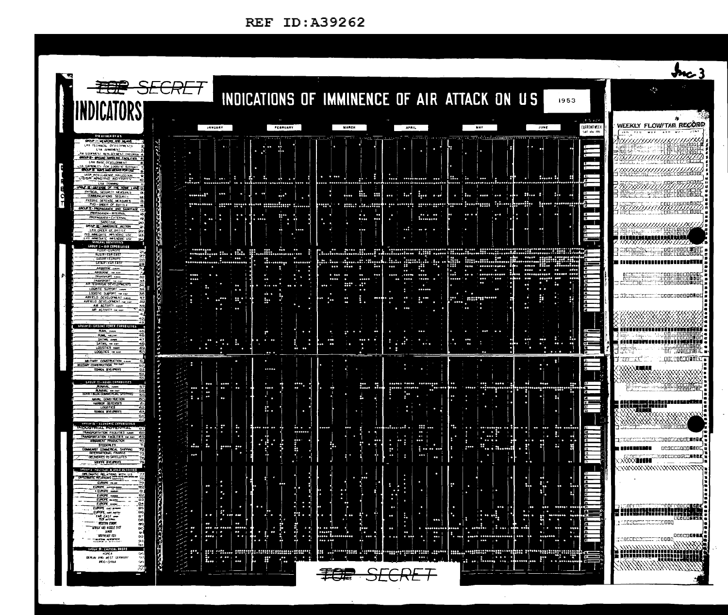REF ID:A39262

Inc 3

~~TOP~~ SECRET

# INDICATORS

# INDICATIONS OF IMMINENCE OF AIR ATTACK ON U S

1953

JANUARY | FEBRUARY | MARCH | APRIL | MAY | JUNE | CURRENT WEEK

WEEKLY FLOW/TAB RECORD

JAN FEB MAR APR MAY JUNE

AIR INDICATORS

GROUP I – WEAPONS AND MEANS 1
LRA TECHNICAL DEVELOPMENTS 2
LRA ARMAMENT 3
LRA EQUIPMENT REPLACEMENT PROGRAM 4
GROUP II – GROUND HANDLING FACILITIES 5
LRA BASE DEVELOPMENT 6
LRA CAPABILITY FOR LOGISTIC SUPPORT 7
GROUP III – WAYS AND MEANS FOR USE 8
USSR INTELLIGENCE COLLECTION 9
USSR ARCTIC ACTIVITY 10
LRA TRAINING 11
GROUP IV – DEFENSE OF THE HOMELAND 12
PHYSICAL SECURITY MEASURES 13
COMMUNICATIONS SECURITY 14
PASSIVE DEFENSE MEASURES 15
PVO – ORDER OF BATTLE 16
GROUP V – PROPAGANDA AND SABOTAGE 17
PROPAGANDA – INTERNAL 18
PROPAGANDA – EXTERNAL 19
SABOTAGE 20
GROUP VI – IMMEDIATE ACTION 21
LRA ORDER OF BATTLE 22
PVO IMMEDIATE IMPENDING USE 23
LRA IMMEDIATE IMPENDING USE 24

GENERAL INDICATORS

GROUP I – AIR CAPABILITIES
ROAIR – EUROPE 26
ROAIR – FAR EAST 27
SATAIR – EUROPE 28
SATAIR – FAR EAST 29
AIRBORNE EUROPE 30
AIRBORNE FAR EAST 31
TRANSPORT EUROPE 32
TRANSPORT FAR EAST 33
AIR TECHNICAL DEVELOPMENTS 34
LOGISTIC SUPPORT EUROPE 35
LOGISTIC SUPPORT FAR EAST 36
AIRFIELD DEVELOPMENT EUROPE 37
AIRFIELD DEVELOPMENT FAR EAST 38
AIR ACTIVITY EUROPE 39
AIR ACTIVITY FAR EAST 40
41
42
43

GROUP II – GROUND FORCE CAPABILITIES
RUMIL EUROPE 45
RUMIL FAR EAST 46
SATMIL EUROPE 47
SATMIL FAR EAST 48
LOGISTICS EUROPE 49
LOGISTICS FAR EAST 50
MILITARY CONSTRUCTION EUROPE 51
MILITARY CONSTRUCTION FAR EAST 52
TECHNICAL DEVELOPMENTS 53
54
55

GROUP III – NAVAL CAPABILITIES
RUNAVAL EUROPE 57
RUNAVAL FAR EAST 58
SOVIET BLOC COMMERCIAL SHIPPING 59
NAVAL CONSTRUCTION 60
HARBOR DEFENSES 61
LOGISTICS 62
TECHNICAL DEVELOPMENTS 63
64
65

GROUP IV – ECONOMIC CAPABILITIES
INDUSTRIAL POTENTIAL 67
TRANSPORTATION FACILITIES EUROPE 68
TRANSPORTATION FACILITIES FAR EAST 69
ARMAMENT PRODUCTION 70
STOCKPILES 71
COMMUNIST COMMERCIAL SHIPPING 72
INTERNATIONAL FINANCE 73
DELIVERIES TO SATELLITES 74
SCIENTIFIC DEVELOPMENTS 75

GROUP V – POLITICAL & SUBVERSIVE ACTIVITIES
DIPLOMATIC RELATIONS WITH US 77
DIPLOMATIC RELATIONS 78
EUROPE 79
EUROPE 80
EUROPE 81
EUROPE 82
EUROPE 83
EUROPE 84
EUROPE 85
EUROPE 86
FAR EAST 87
88
WESTERN EUROPE 89
AFRICA AND MIDDLE EAST 90
JAPAN 91
SOUTHEAST ASIA 92
93
94

GROUP VI – CRITICAL AREAS
KOREA 96
BERLIN AND WEST GERMANY 97
INDO-CHINA 98
99

~~TOP~~ SECRET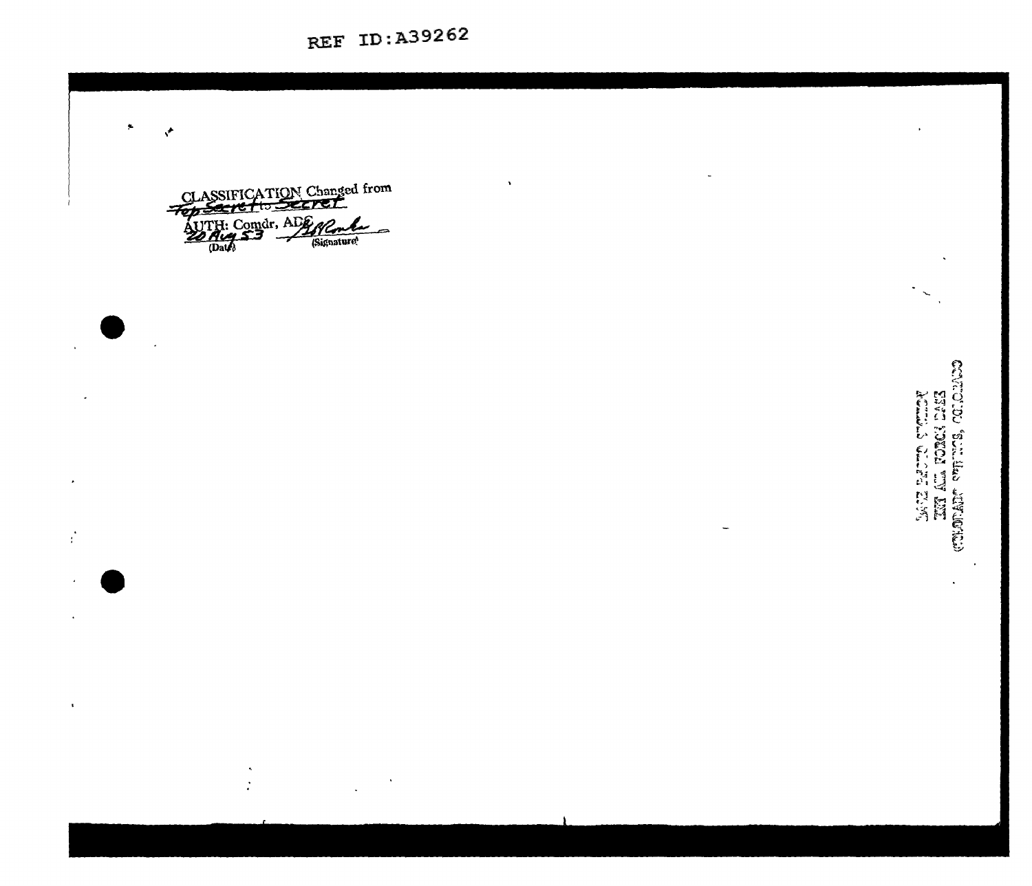CLASSIFICATION Changed from Top Secret to Secret

AUTH: Comdr, ADC

20 Aug 53 (Date) (Signature)

HEADQUARTERS AIR DEFENSE COMMAND

ENT AIR FORCE BASE

COLORADO SPRINGS, COLORADO